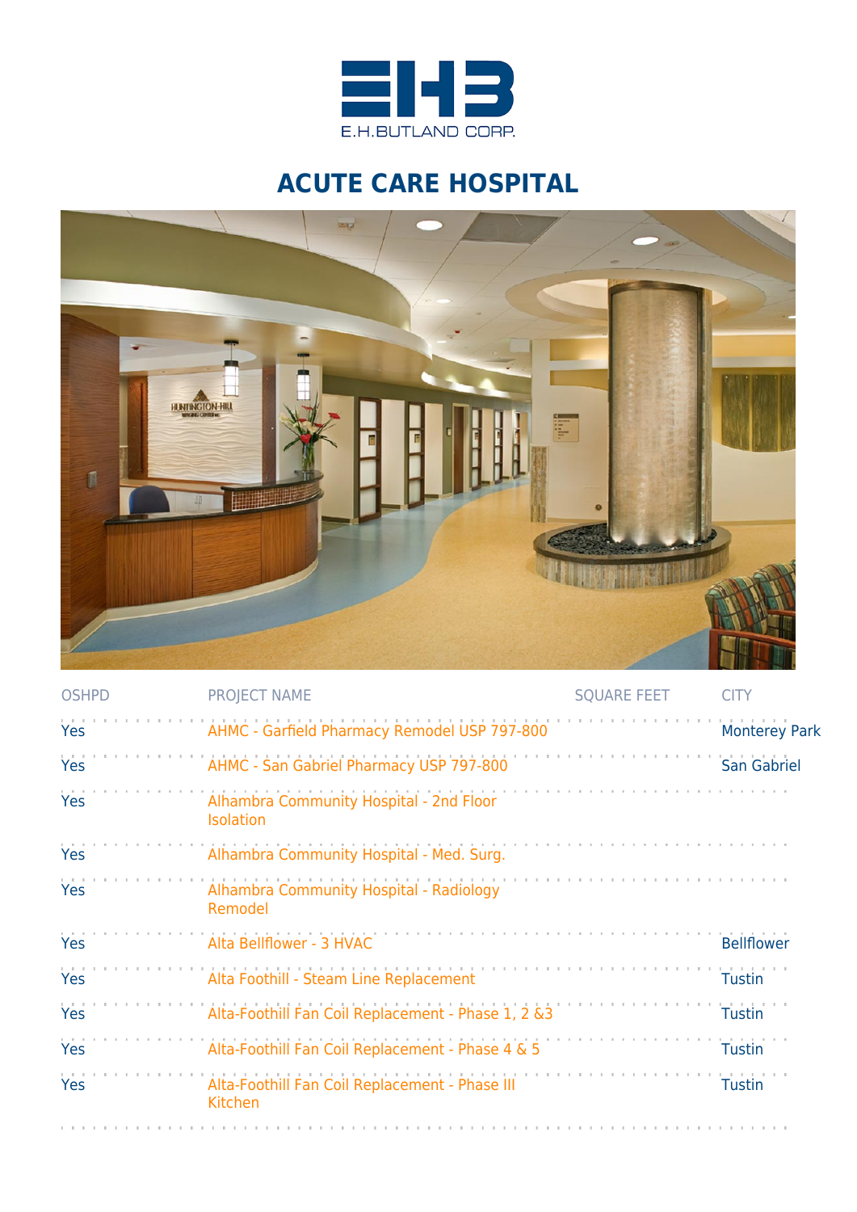E.H.BUTLAND CORP.

# ACUTE CARE HOSPITAL

| OSHPD | PROJECT NAME | SQUARE FEET | CITY |
|---|---|---|---|
| Yes | AHMC - Garfield Pharmacy Remodel USP 797-800 | | Monterey Park |
| Yes | AHMC - San Gabriel Pharmacy USP 797-800 | | San Gabriel |
| Yes | Alhambra Community Hospital - 2nd Floor Isolation | | |
| Yes | Alhambra Community Hospital - Med. Surg. | | |
| Yes | Alhambra Community Hospital - Radiology Remodel | | |
| Yes | Alta Bellflower - 3 HVAC | | Bellflower |
| Yes | Alta Foothill - Steam Line Replacement | | Tustin |
| Yes | Alta-Foothill Fan Coil Replacement - Phase 1, 2 &3 | | Tustin |
| Yes | Alta-Foothill Fan Coil Replacement - Phase 4 & 5 | | Tustin |
| Yes | Alta-Foothill Fan Coil Replacement - Phase III Kitchen | | Tustin |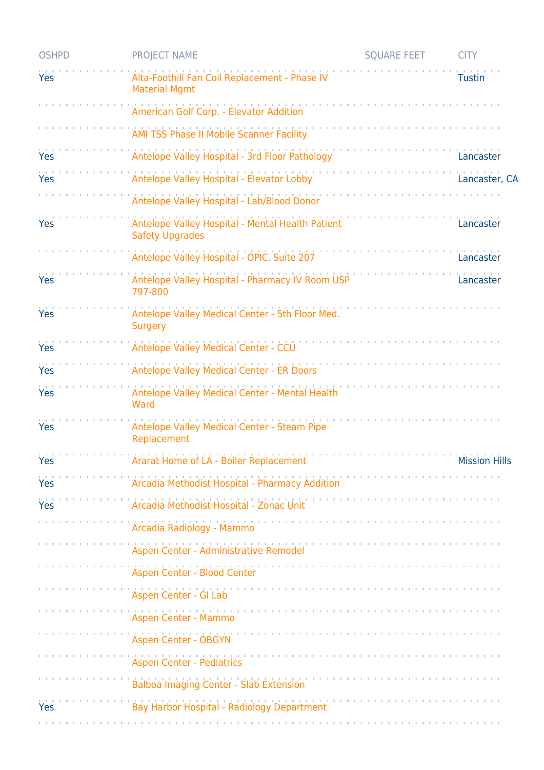| OSHPD | PROJECT NAME | SQUARE FEET | CITY |
|---|---|---|---|
| Yes | Alta-Foothill Fan Coil Replacement - Phase IV Material Mgmt | | Tustin |
| | American Golf Corp. - Elevator Addition | | |
| | AMI TSS Phase II Mobile Scanner Facility | | |
| Yes | Antelope Valley Hospital - 3rd Floor Pathology | | Lancaster |
| Yes | Antelope Valley Hospital - Elevator Lobby | | Lancaster, CA |
| | Antelope Valley Hospital - Lab/Blood Donor | | |
| Yes | Antelope Valley Hospital - Mental Health Patient Safety Upgrades | | Lancaster |
| | Antelope Valley Hospital - OPIC, Suite 207 | | Lancaster |
| Yes | Antelope Valley Hospital - Pharmacy IV Room USP 797-800 | | Lancaster |
| Yes | Antelope Valley Medical Center - 5th Floor Med. Surgery | | |
| Yes | Antelope Valley Medical Center - CCU | | |
| Yes | Antelope Valley Medical Center - ER Doors | | |
| Yes | Antelope Valley Medical Center - Mental Health Ward | | |
| Yes | Antelope Valley Medical Center - Steam Pipe Replacement | | |
| Yes | Ararat Home of LA - Boiler Replacement | | Mission Hills |
| Yes | Arcadia Methodist Hospital - Pharmacy Addition | | |
| Yes | Arcadia Methodist Hospital - Zonac Unit | | |
| | Arcadia Radiology - Mammo | | |
| | Aspen Center - Administrative Remodel | | |
| | Aspen Center - Blood Center | | |
| | Aspen Center - GI Lab | | |
| | Aspen Center - Mammo | | |
| | Aspen Center - OBGYN | | |
| | Aspen Center - Pediatrics | | |
| | Balboa Imaging Center - Slab Extension | | |
| Yes | Bay Harbor Hospital - Radiology Department | | |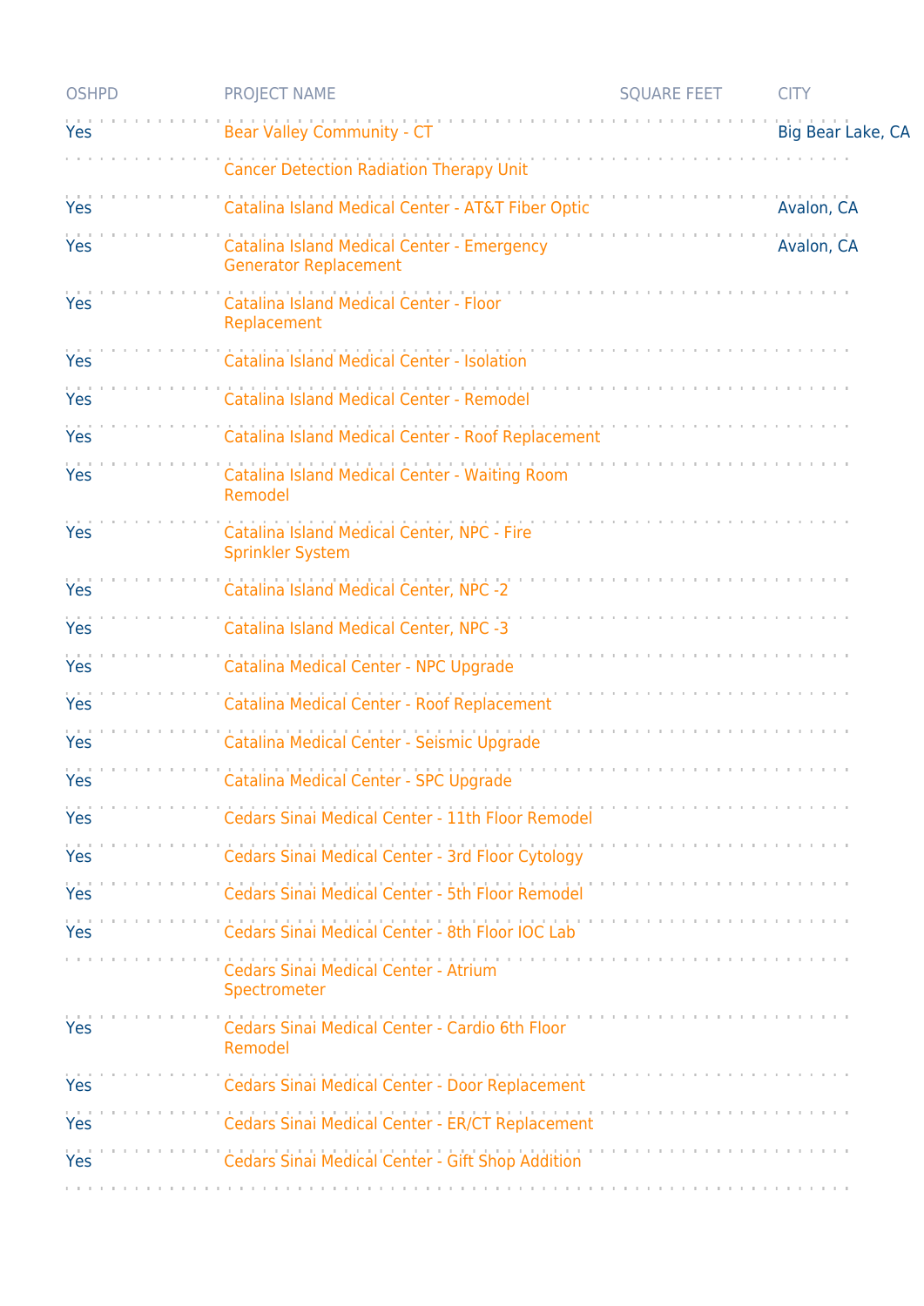| OSHPD | PROJECT NAME | SQUARE FEET | CITY |
|---|---|---|---|
| Yes | Bear Valley Community - CT | | Big Bear Lake, CA |
| | Cancer Detection Radiation Therapy Unit | | |
| Yes | Catalina Island Medical Center - AT&T Fiber Optic | | Avalon, CA |
| Yes | Catalina Island Medical Center - Emergency Generator Replacement | | Avalon, CA |
| Yes | Catalina Island Medical Center - Floor Replacement | | |
| Yes | Catalina Island Medical Center - Isolation | | |
| Yes | Catalina Island Medical Center - Remodel | | |
| Yes | Catalina Island Medical Center - Roof Replacement | | |
| Yes | Catalina Island Medical Center - Waiting Room Remodel | | |
| Yes | Catalina Island Medical Center, NPC - Fire Sprinkler System | | |
| Yes | Catalina Island Medical Center, NPC -2 | | |
| Yes | Catalina Island Medical Center, NPC -3 | | |
| Yes | Catalina Medical Center - NPC Upgrade | | |
| Yes | Catalina Medical Center - Roof Replacement | | |
| Yes | Catalina Medical Center - Seismic Upgrade | | |
| Yes | Catalina Medical Center - SPC Upgrade | | |
| Yes | Cedars Sinai Medical Center - 11th Floor Remodel | | |
| Yes | Cedars Sinai Medical Center - 3rd Floor Cytology | | |
| Yes | Cedars Sinai Medical Center - 5th Floor Remodel | | |
| Yes | Cedars Sinai Medical Center - 8th Floor IOC Lab | | |
| | Cedars Sinai Medical Center - Atrium Spectrometer | | |
| Yes | Cedars Sinai Medical Center - Cardio 6th Floor Remodel | | |
| Yes | Cedars Sinai Medical Center - Door Replacement | | |
| Yes | Cedars Sinai Medical Center - ER/CT Replacement | | |
| Yes | Cedars Sinai Medical Center - Gift Shop Addition | | |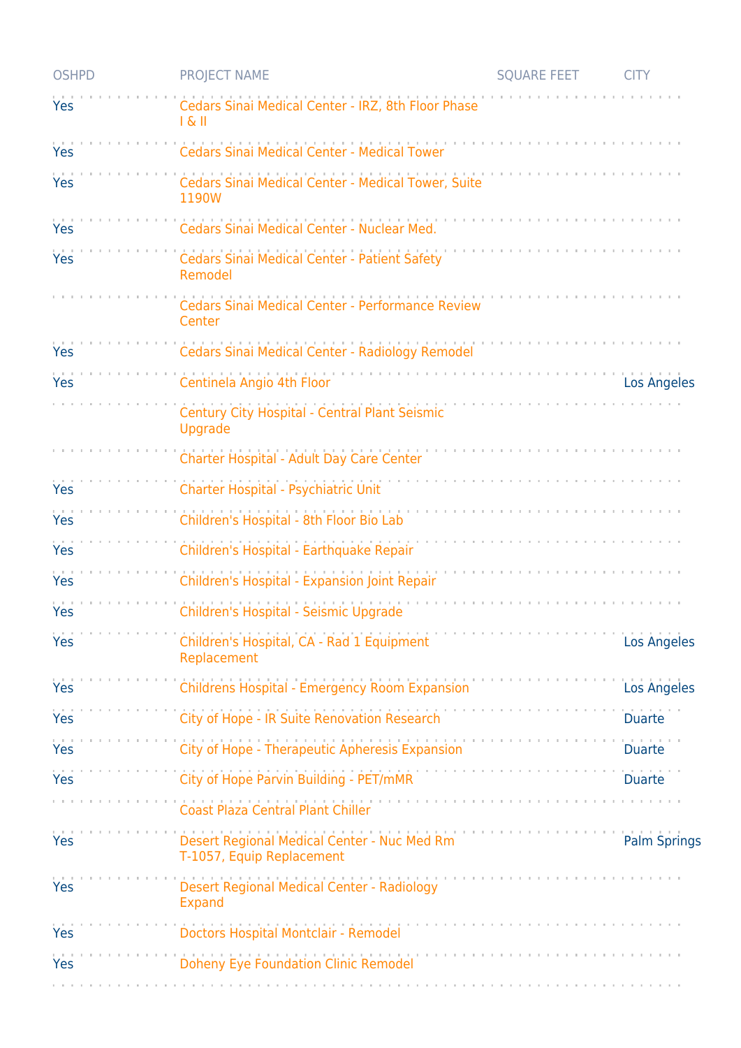| OSHPD | PROJECT NAME | SQUARE FEET | CITY |
|---|---|---|---|
| Yes | Cedars Sinai Medical Center - IRZ, 8th Floor Phase I & II | | |
| Yes | Cedars Sinai Medical Center - Medical Tower | | |
| Yes | Cedars Sinai Medical Center - Medical Tower, Suite 1190W | | |
| Yes | Cedars Sinai Medical Center - Nuclear Med. | | |
| Yes | Cedars Sinai Medical Center - Patient Safety Remodel | | |
| | Cedars Sinai Medical Center - Performance Review Center | | |
| Yes | Cedars Sinai Medical Center - Radiology Remodel | | |
| Yes | Centinela Angio 4th Floor | | Los Angeles |
| | Century City Hospital - Central Plant Seismic Upgrade | | |
| | Charter Hospital - Adult Day Care Center | | |
| Yes | Charter Hospital - Psychiatric Unit | | |
| Yes | Children's Hospital - 8th Floor Bio Lab | | |
| Yes | Children's Hospital - Earthquake Repair | | |
| Yes | Children's Hospital - Expansion Joint Repair | | |
| Yes | Children's Hospital - Seismic Upgrade | | |
| Yes | Children's Hospital, CA - Rad 1 Equipment Replacement | | Los Angeles |
| Yes | Childrens Hospital - Emergency Room Expansion | | Los Angeles |
| Yes | City of Hope - IR Suite Renovation Research | | Duarte |
| Yes | City of Hope - Therapeutic Apheresis Expansion | | Duarte |
| Yes | City of Hope Parvin Building - PET/mMR | | Duarte |
| | Coast Plaza Central Plant Chiller | | |
| Yes | Desert Regional Medical Center - Nuc Med Rm T-1057, Equip Replacement | | Palm Springs |
| Yes | Desert Regional Medical Center - Radiology Expand | | |
| Yes | Doctors Hospital Montclair - Remodel | | |
| Yes | Doheny Eye Foundation Clinic Remodel | | |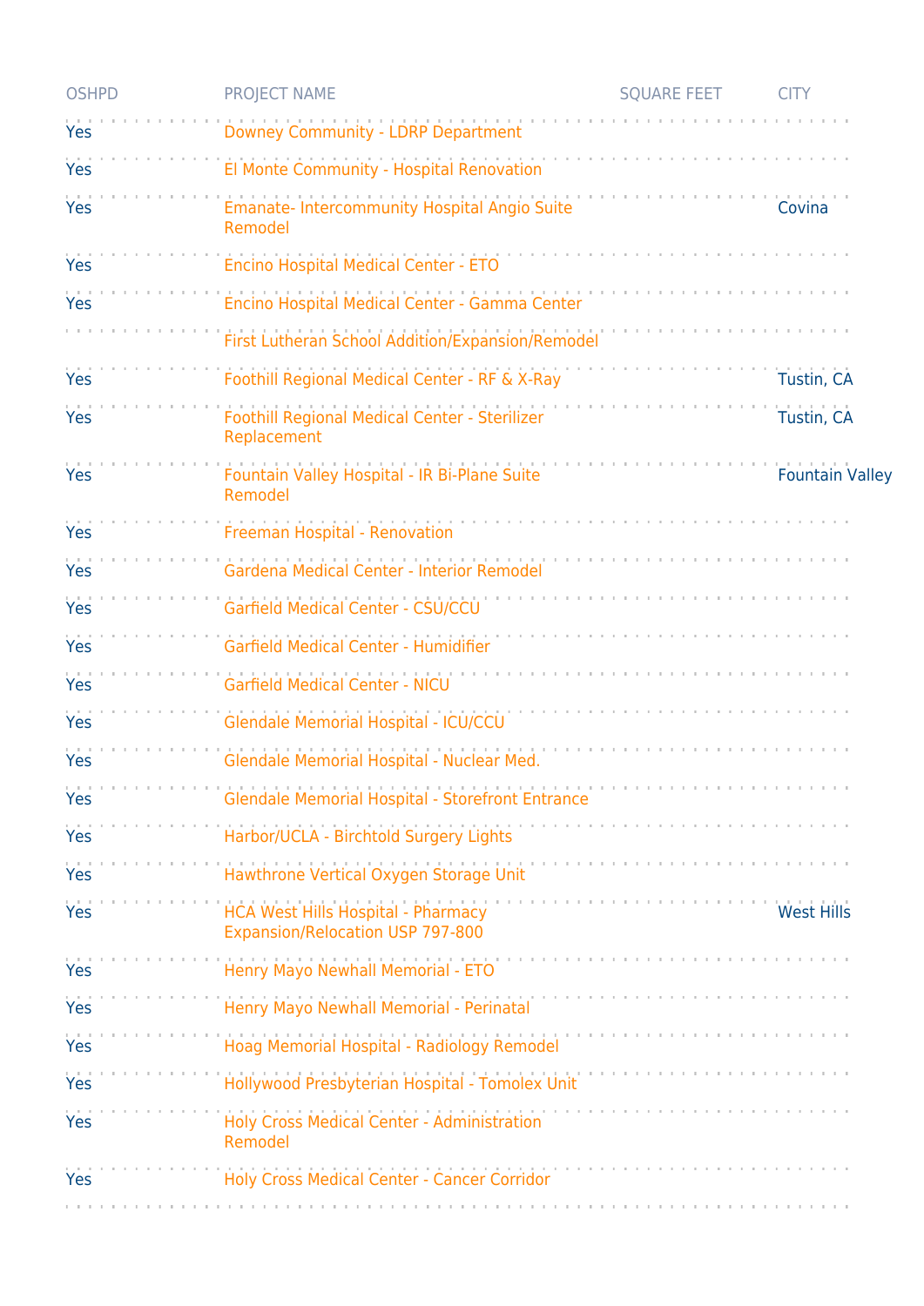| OSHPD | PROJECT NAME | SQUARE FEET | CITY |
| --- | --- | --- | --- |
| Yes | Downey Community - LDRP Department | | |
| Yes | El Monte Community - Hospital Renovation | | |
| Yes | Emanate- Intercommunity Hospital Angio Suite Remodel | | Covina |
| Yes | Encino Hospital Medical Center - ETO | | |
| Yes | Encino Hospital Medical Center - Gamma Center | | |
| | First Lutheran School Addition/Expansion/Remodel | | |
| Yes | Foothill Regional Medical Center - RF & X-Ray | | Tustin, CA |
| Yes | Foothill Regional Medical Center - Sterilizer Replacement | | Tustin, CA |
| Yes | Fountain Valley Hospital - IR Bi-Plane Suite Remodel | | Fountain Valley |
| Yes | Freeman Hospital - Renovation | | |
| Yes | Gardena Medical Center - Interior Remodel | | |
| Yes | Garfield Medical Center - CSU/CCU | | |
| Yes | Garfield Medical Center - Humidifier | | |
| Yes | Garfield Medical Center - NICU | | |
| Yes | Glendale Memorial Hospital - ICU/CCU | | |
| Yes | Glendale Memorial Hospital - Nuclear Med. | | |
| Yes | Glendale Memorial Hospital - Storefront Entrance | | |
| Yes | Harbor/UCLA - Birchtold Surgery Lights | | |
| Yes | Hawthrone Vertical Oxygen Storage Unit | | |
| Yes | HCA West Hills Hospital - Pharmacy Expansion/Relocation USP 797-800 | | West Hills |
| Yes | Henry Mayo Newhall Memorial - ETO | | |
| Yes | Henry Mayo Newhall Memorial - Perinatal | | |
| Yes | Hoag Memorial Hospital - Radiology Remodel | | |
| Yes | Hollywood Presbyterian Hospital - Tomolex Unit | | |
| Yes | Holy Cross Medical Center - Administration Remodel | | |
| Yes | Holy Cross Medical Center - Cancer Corridor | | |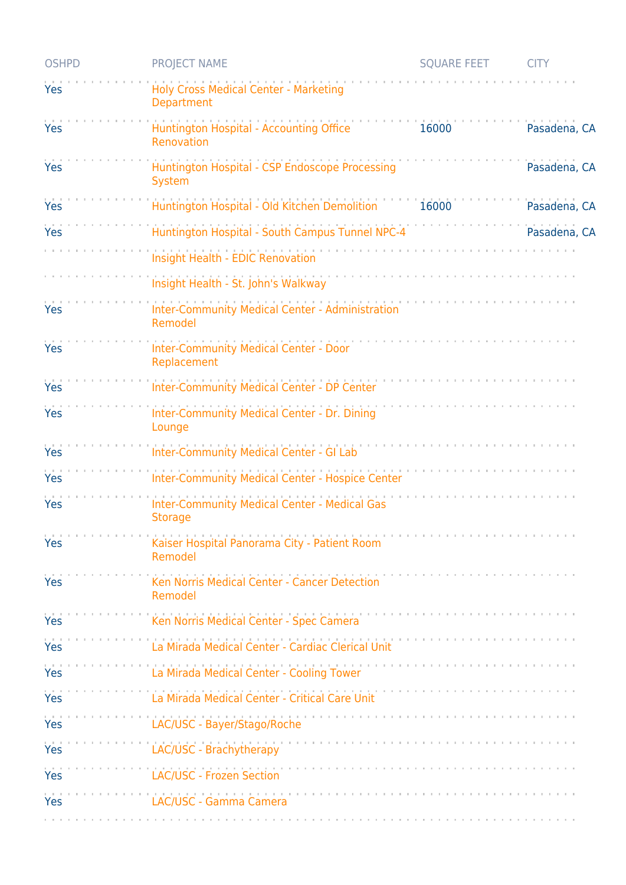| OSHPD | PROJECT NAME | SQUARE FEET | CITY |
|---|---|---|---|
| Yes | Holy Cross Medical Center - Marketing Department | | |
| Yes | Huntington Hospital - Accounting Office Renovation | 16000 | Pasadena, CA |
| Yes | Huntington Hospital - CSP Endoscope Processing System | | Pasadena, CA |
| Yes | Huntington Hospital - Old Kitchen Demolition | 16000 | Pasadena, CA |
| Yes | Huntington Hospital - South Campus Tunnel NPC-4 | | Pasadena, CA |
| | Insight Health - EDIC Renovation | | |
| | Insight Health - St. John's Walkway | | |
| Yes | Inter-Community Medical Center - Administration Remodel | | |
| Yes | Inter-Community Medical Center - Door Replacement | | |
| Yes | Inter-Community Medical Center - DP Center | | |
| Yes | Inter-Community Medical Center - Dr. Dining Lounge | | |
| Yes | Inter-Community Medical Center - GI Lab | | |
| Yes | Inter-Community Medical Center - Hospice Center | | |
| Yes | Inter-Community Medical Center - Medical Gas Storage | | |
| Yes | Kaiser Hospital Panorama City - Patient Room Remodel | | |
| Yes | Ken Norris Medical Center - Cancer Detection Remodel | | |
| Yes | Ken Norris Medical Center - Spec Camera | | |
| Yes | La Mirada Medical Center - Cardiac Clerical Unit | | |
| Yes | La Mirada Medical Center - Cooling Tower | | |
| Yes | La Mirada Medical Center - Critical Care Unit | | |
| Yes | LAC/USC - Bayer/Stago/Roche | | |
| Yes | LAC/USC - Brachytherapy | | |
| Yes | LAC/USC - Frozen Section | | |
| Yes | LAC/USC - Gamma Camera | | |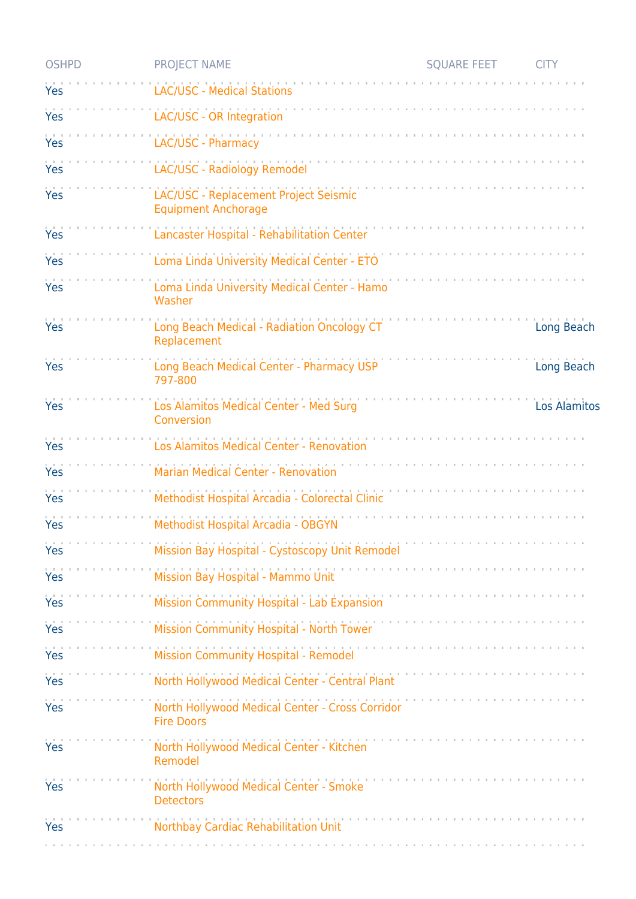| OSHPD | PROJECT NAME | SQUARE FEET | CITY |
|---|---|---|---|
| Yes | LAC/USC - Medical Stations | | |
| Yes | LAC/USC - OR Integration | | |
| Yes | LAC/USC - Pharmacy | | |
| Yes | LAC/USC - Radiology Remodel | | |
| Yes | LAC/USC - Replacement Project Seismic Equipment Anchorage | | |
| Yes | Lancaster Hospital - Rehabilitation Center | | |
| Yes | Loma Linda University Medical Center - ETO | | |
| Yes | Loma Linda University Medical Center - Hamo Washer | | |
| Yes | Long Beach Medical - Radiation Oncology CT Replacement | | Long Beach |
| Yes | Long Beach Medical Center - Pharmacy USP 797-800 | | Long Beach |
| Yes | Los Alamitos Medical Center - Med Surg Conversion | | Los Alamitos |
| Yes | Los Alamitos Medical Center - Renovation | | |
| Yes | Marian Medical Center - Renovation | | |
| Yes | Methodist Hospital Arcadia - Colorectal Clinic | | |
| Yes | Methodist Hospital Arcadia - OBGYN | | |
| Yes | Mission Bay Hospital - Cystoscopy Unit Remodel | | |
| Yes | Mission Bay Hospital - Mammo Unit | | |
| Yes | Mission Community Hospital - Lab Expansion | | |
| Yes | Mission Community Hospital - North Tower | | |
| Yes | Mission Community Hospital - Remodel | | |
| Yes | North Hollywood Medical Center - Central Plant | | |
| Yes | North Hollywood Medical Center - Cross Corridor Fire Doors | | |
| Yes | North Hollywood Medical Center - Kitchen Remodel | | |
| Yes | North Hollywood Medical Center - Smoke Detectors | | |
| Yes | Northbay Cardiac Rehabilitation Unit | | |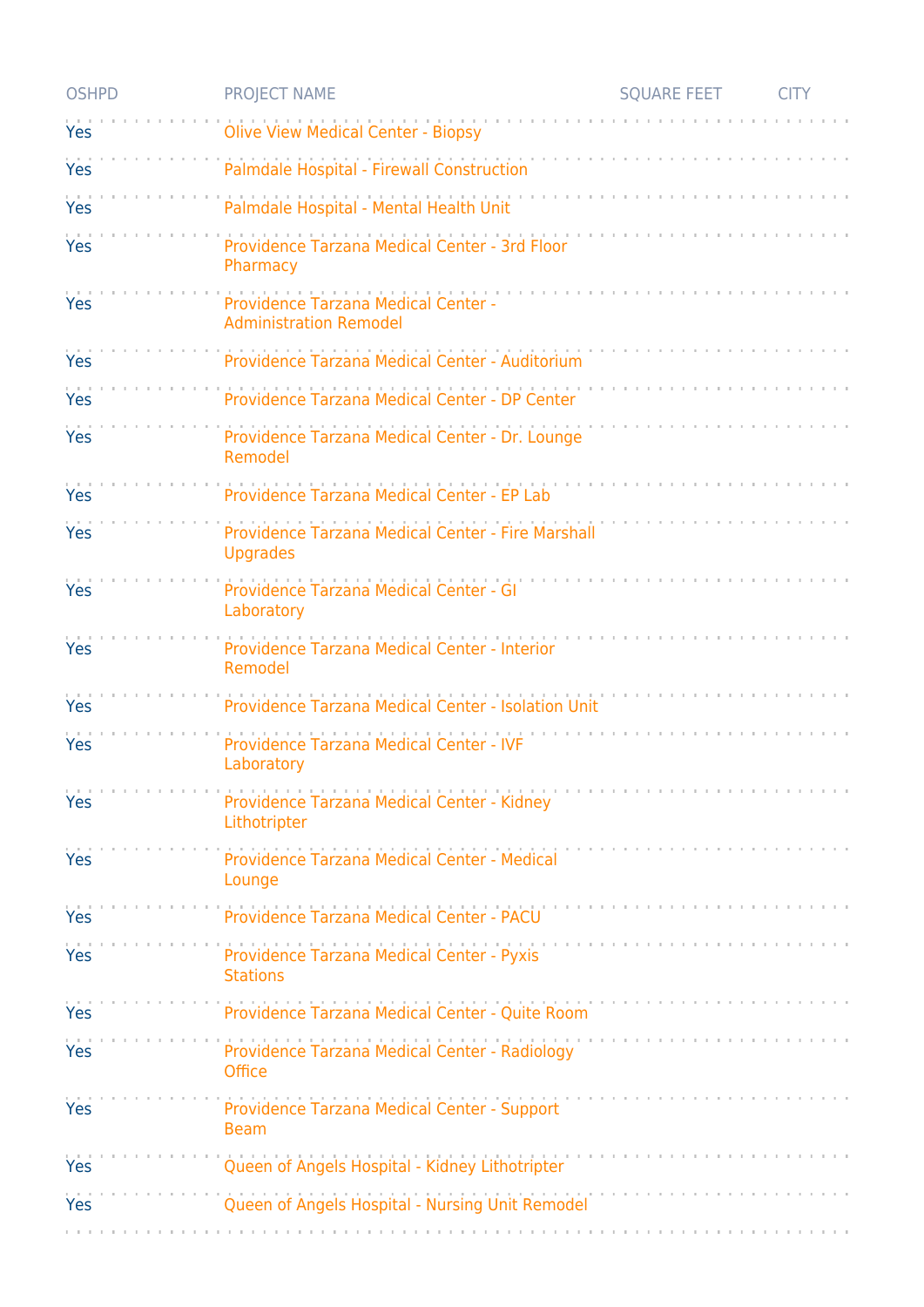| OSHPD | PROJECT NAME | SQUARE FEET | CITY |
| --- | --- | --- | --- |
| Yes | Olive View Medical Center - Biopsy | | |
| Yes | Palmdale Hospital - Firewall Construction | | |
| Yes | Palmdale Hospital - Mental Health Unit | | |
| Yes | Providence Tarzana Medical Center - 3rd Floor Pharmacy | | |
| Yes | Providence Tarzana Medical Center - Administration Remodel | | |
| Yes | Providence Tarzana Medical Center - Auditorium | | |
| Yes | Providence Tarzana Medical Center - DP Center | | |
| Yes | Providence Tarzana Medical Center - Dr. Lounge Remodel | | |
| Yes | Providence Tarzana Medical Center - EP Lab | | |
| Yes | Providence Tarzana Medical Center - Fire Marshall Upgrades | | |
| Yes | Providence Tarzana Medical Center - GI Laboratory | | |
| Yes | Providence Tarzana Medical Center - Interior Remodel | | |
| Yes | Providence Tarzana Medical Center - Isolation Unit | | |
| Yes | Providence Tarzana Medical Center - IVF Laboratory | | |
| Yes | Providence Tarzana Medical Center - Kidney Lithotripter | | |
| Yes | Providence Tarzana Medical Center - Medical Lounge | | |
| Yes | Providence Tarzana Medical Center - PACU | | |
| Yes | Providence Tarzana Medical Center - Pyxis Stations | | |
| Yes | Providence Tarzana Medical Center - Quite Room | | |
| Yes | Providence Tarzana Medical Center - Radiology Office | | |
| Yes | Providence Tarzana Medical Center - Support Beam | | |
| Yes | Queen of Angels Hospital - Kidney Lithotripter | | |
| Yes | Queen of Angels Hospital - Nursing Unit Remodel | | |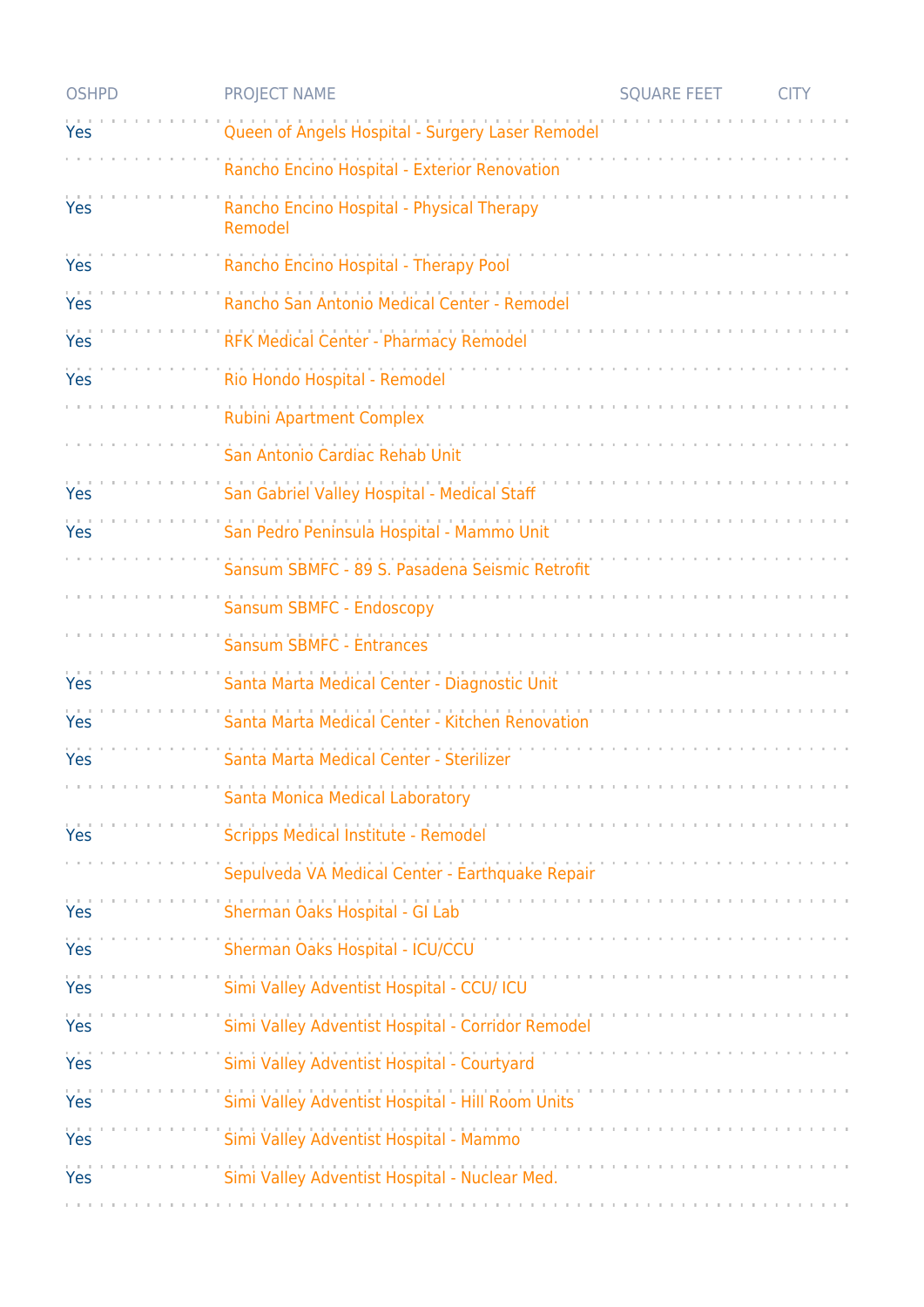| OSHPD | PROJECT NAME | SQUARE FEET | CITY |
| --- | --- | --- | --- |
| Yes | Queen of Angels Hospital - Surgery Laser Remodel | | |
| | Rancho Encino Hospital - Exterior Renovation | | |
| Yes | Rancho Encino Hospital - Physical Therapy Remodel | | |
| Yes | Rancho Encino Hospital - Therapy Pool | | |
| Yes | Rancho San Antonio Medical Center - Remodel | | |
| Yes | RFK Medical Center - Pharmacy Remodel | | |
| Yes | Rio Hondo Hospital - Remodel | | |
| | Rubini Apartment Complex | | |
| | San Antonio Cardiac Rehab Unit | | |
| Yes | San Gabriel Valley Hospital - Medical Staff | | |
| Yes | San Pedro Peninsula Hospital - Mammo Unit | | |
| | Sansum SBMFC - 89 S. Pasadena Seismic Retrofit | | |
| | Sansum SBMFC - Endoscopy | | |
| | Sansum SBMFC - Entrances | | |
| Yes | Santa Marta Medical Center - Diagnostic Unit | | |
| Yes | Santa Marta Medical Center - Kitchen Renovation | | |
| Yes | Santa Marta Medical Center - Sterilizer | | |
| | Santa Monica Medical Laboratory | | |
| Yes | Scripps Medical Institute - Remodel | | |
| | Sepulveda VA Medical Center - Earthquake Repair | | |
| Yes | Sherman Oaks Hospital - GI Lab | | |
| Yes | Sherman Oaks Hospital - ICU/CCU | | |
| Yes | Simi Valley Adventist Hospital - CCU/ ICU | | |
| Yes | Simi Valley Adventist Hospital - Corridor Remodel | | |
| Yes | Simi Valley Adventist Hospital - Courtyard | | |
| Yes | Simi Valley Adventist Hospital - Hill Room Units | | |
| Yes | Simi Valley Adventist Hospital - Mammo | | |
| Yes | Simi Valley Adventist Hospital - Nuclear Med. | | |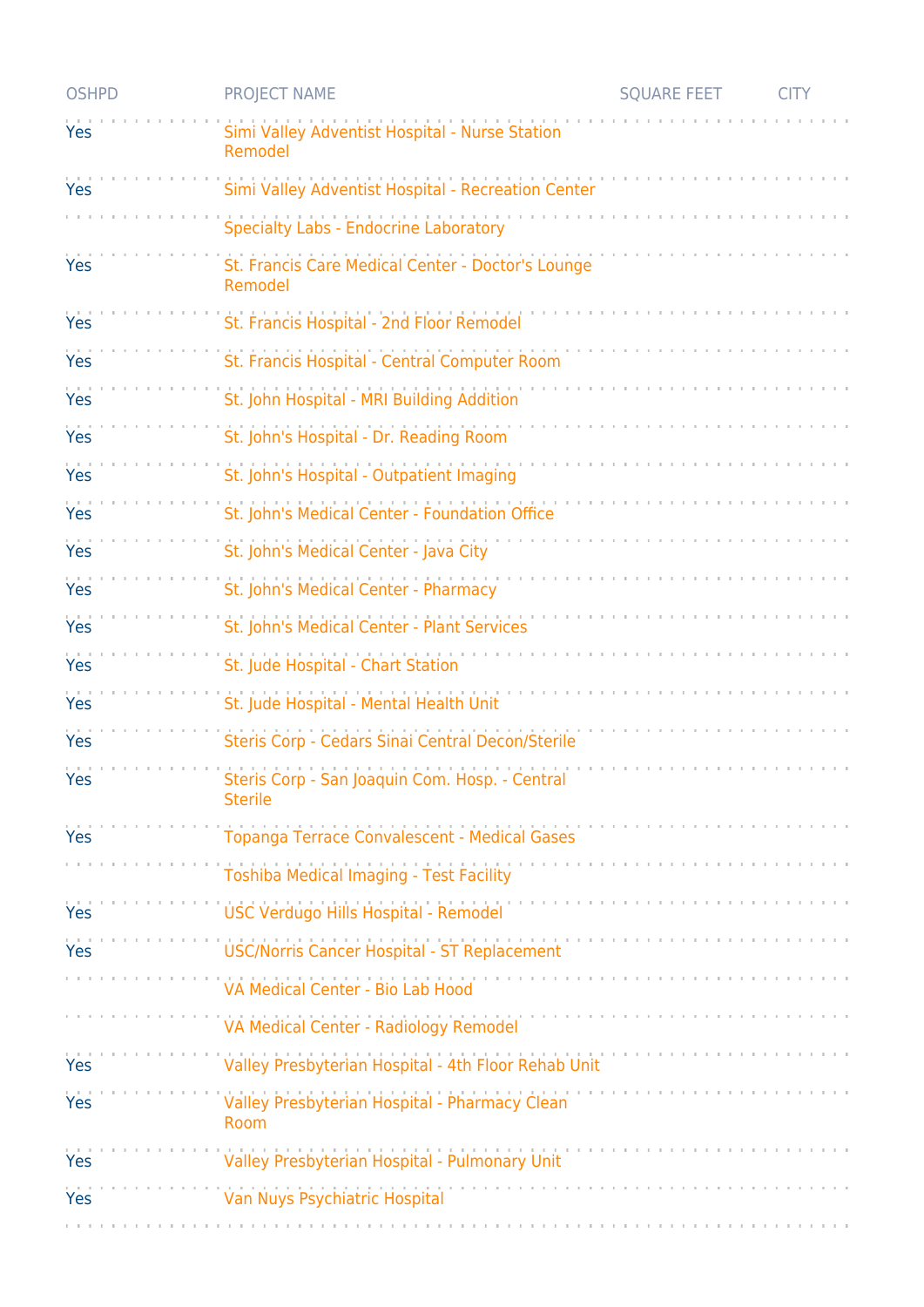| OSHPD | PROJECT NAME | SQUARE FEET | CITY |
|---|---|---|---|
| Yes | Simi Valley Adventist Hospital - Nurse Station Remodel | | |
| Yes | Simi Valley Adventist Hospital - Recreation Center | | |
| | Specialty Labs - Endocrine Laboratory | | |
| Yes | St. Francis Care Medical Center - Doctor's Lounge Remodel | | |
| Yes | St. Francis Hospital - 2nd Floor Remodel | | |
| Yes | St. Francis Hospital - Central Computer Room | | |
| Yes | St. John Hospital - MRI Building Addition | | |
| Yes | St. John's Hospital - Dr. Reading Room | | |
| Yes | St. John's Hospital - Outpatient Imaging | | |
| Yes | St. John's Medical Center - Foundation Office | | |
| Yes | St. John's Medical Center - Java City | | |
| Yes | St. John's Medical Center - Pharmacy | | |
| Yes | St. John's Medical Center - Plant Services | | |
| Yes | St. Jude Hospital - Chart Station | | |
| Yes | St. Jude Hospital - Mental Health Unit | | |
| Yes | Steris Corp - Cedars Sinai Central Decon/Sterile | | |
| Yes | Steris Corp - San Joaquin Com. Hosp. - Central Sterile | | |
| Yes | Topanga Terrace Convalescent - Medical Gases | | |
| | Toshiba Medical Imaging - Test Facility | | |
| Yes | USC Verdugo Hills Hospital - Remodel | | |
| Yes | USC/Norris Cancer Hospital - ST Replacement | | |
| | VA Medical Center - Bio Lab Hood | | |
| | VA Medical Center - Radiology Remodel | | |
| Yes | Valley Presbyterian Hospital - 4th Floor Rehab Unit | | |
| Yes | Valley Presbyterian Hospital - Pharmacy Clean Room | | |
| Yes | Valley Presbyterian Hospital - Pulmonary Unit | | |
| Yes | Van Nuys Psychiatric Hospital | | |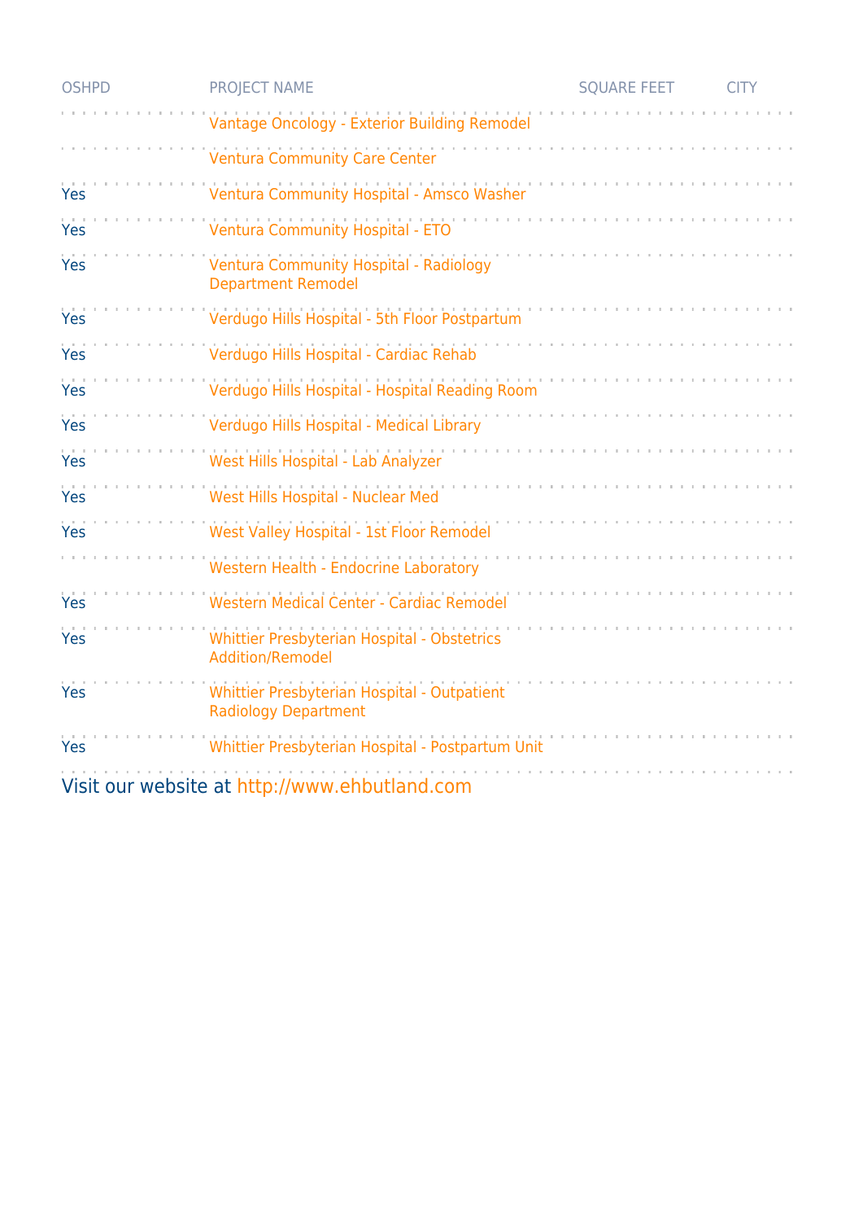| OSHPD | PROJECT NAME | SQUARE FEET | CITY |
| --- | --- | --- | --- |
| | Vantage Oncology - Exterior Building Remodel | | |
| | Ventura Community Care Center | | |
| Yes | Ventura Community Hospital - Amsco Washer | | |
| Yes | Ventura Community Hospital - ETO | | |
| Yes | Ventura Community Hospital - Radiology Department Remodel | | |
| Yes | Verdugo Hills Hospital - 5th Floor Postpartum | | |
| Yes | Verdugo Hills Hospital - Cardiac Rehab | | |
| Yes | Verdugo Hills Hospital - Hospital Reading Room | | |
| Yes | Verdugo Hills Hospital - Medical Library | | |
| Yes | West Hills Hospital - Lab Analyzer | | |
| Yes | West Hills Hospital - Nuclear Med | | |
| Yes | West Valley Hospital - 1st Floor Remodel | | |
| | Western Health - Endocrine Laboratory | | |
| Yes | Western Medical Center - Cardiac Remodel | | |
| Yes | Whittier Presbyterian Hospital - Obstetrics Addition/Remodel | | |
| Yes | Whittier Presbyterian Hospital - Outpatient Radiology Department | | |
| Yes | Whittier Presbyterian Hospital - Postpartum Unit | | |

Visit our website at http://www.ehbutland.com